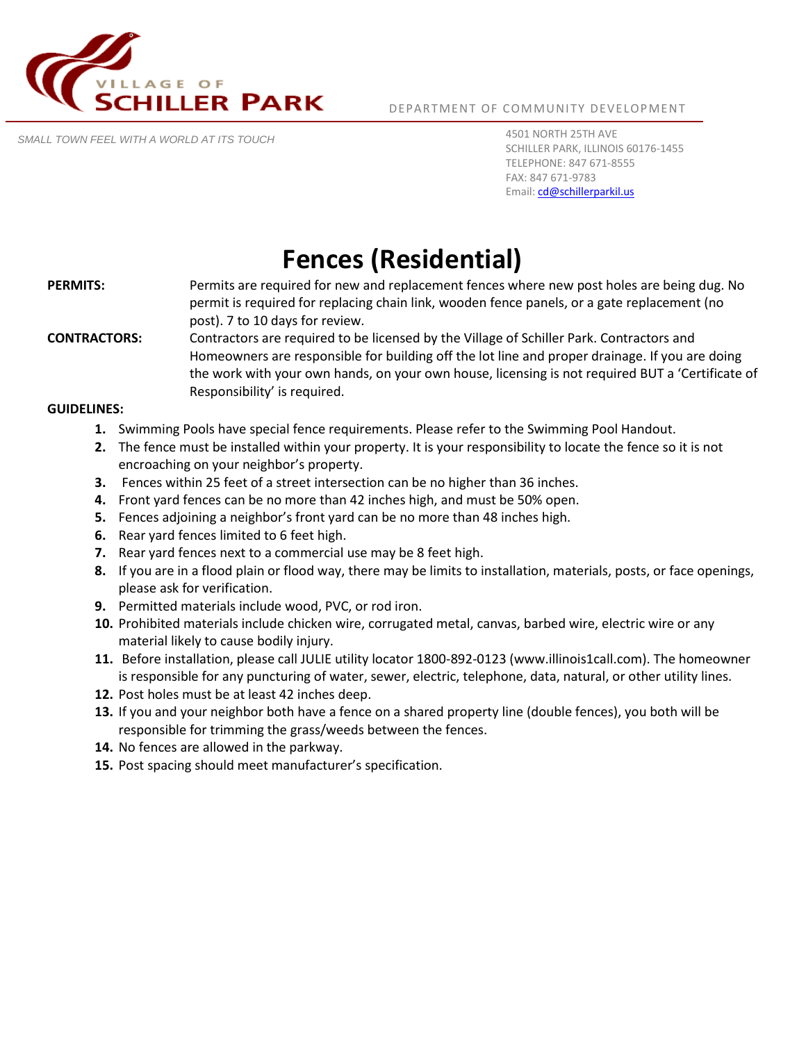VILLAGE OF **SCHILLER PARK**

DEPARTMENT OF COMMUNITY DEVELOPMENT

*SMALL TOWN FEEL WITH A WORLD AT ITS TOUCH*

4501 NORTH 25TH AVE
SCHILLER PARK, ILLINOIS 60176-1455
TELEPHONE: 847 671-8555
FAX: 847 671-9783
Email: cd@schillerparkil.us

# Fences (Residential)

**PERMITS:** Permits are required for new and replacement fences where new post holes are being dug. No permit is required for replacing chain link, wooden fence panels, or a gate replacement (no post). 7 to 10 days for review.

**CONTRACTORS:** Contractors are required to be licensed by the Village of Schiller Park. Contractors and Homeowners are responsible for building off the lot line and proper drainage. If you are doing the work with your own hands, on your own house, licensing is not required BUT a 'Certificate of Responsibility' is required.

**GUIDELINES:**

1. Swimming Pools have special fence requirements. Please refer to the Swimming Pool Handout.
2. The fence must be installed within your property. It is your responsibility to locate the fence so it is not encroaching on your neighbor's property.
3. Fences within 25 feet of a street intersection can be no higher than 36 inches.
4. Front yard fences can be no more than 42 inches high, and must be 50% open.
5. Fences adjoining a neighbor's front yard can be no more than 48 inches high.
6. Rear yard fences limited to 6 feet high.
7. Rear yard fences next to a commercial use may be 8 feet high.
8. If you are in a flood plain or flood way, there may be limits to installation, materials, posts, or face openings, please ask for verification.
9. Permitted materials include wood, PVC, or rod iron.
10. Prohibited materials include chicken wire, corrugated metal, canvas, barbed wire, electric wire or any material likely to cause bodily injury.
11. Before installation, please call JULIE utility locator 1800-892-0123 (www.illinois1call.com). The homeowner is responsible for any puncturing of water, sewer, electric, telephone, data, natural, or other utility lines.
12. Post holes must be at least 42 inches deep.
13. If you and your neighbor both have a fence on a shared property line (double fences), you both will be responsible for trimming the grass/weeds between the fences.
14. No fences are allowed in the parkway.
15. Post spacing should meet manufacturer's specification.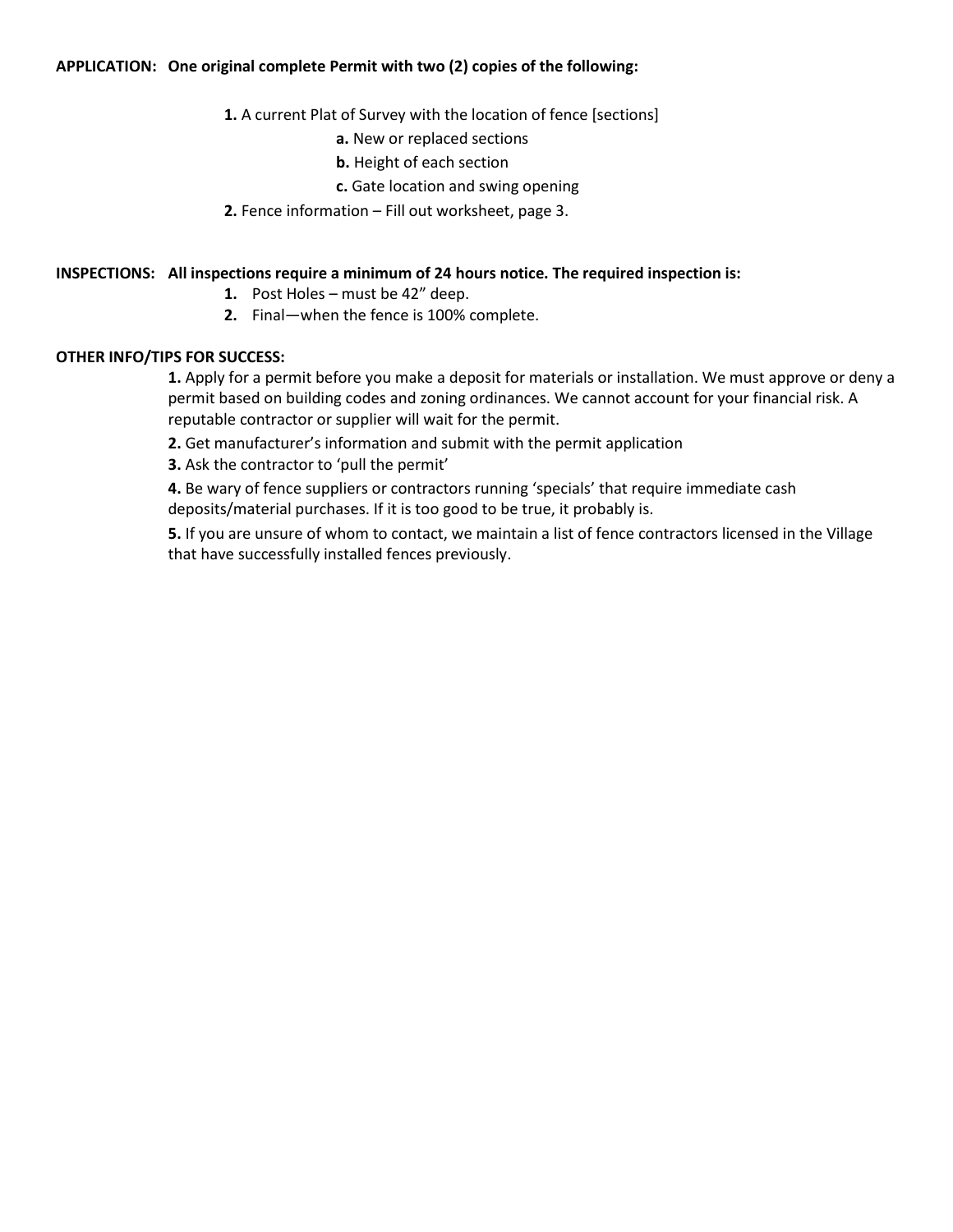**APPLICATION: One original complete Permit with two (2) copies of the following:**

1. A current Plat of Survey with the location of fence [sections]
   - **a.** New or replaced sections
   - **b.** Height of each section
   - **c.** Gate location and swing opening
2. Fence information – Fill out worksheet, page 3.

**INSPECTIONS: All inspections require a minimum of 24 hours notice. The required inspection is:**

1. Post Holes – must be 42" deep.
2. Final—when the fence is 100% complete.

**OTHER INFO/TIPS FOR SUCCESS:**

1. Apply for a permit before you make a deposit for materials or installation. We must approve or deny a permit based on building codes and zoning ordinances. We cannot account for your financial risk. A reputable contractor or supplier will wait for the permit.
2. Get manufacturer's information and submit with the permit application
3. Ask the contractor to 'pull the permit'
4. Be wary of fence suppliers or contractors running 'specials' that require immediate cash deposits/material purchases. If it is too good to be true, it probably is.
5. If you are unsure of whom to contact, we maintain a list of fence contractors licensed in the Village that have successfully installed fences previously.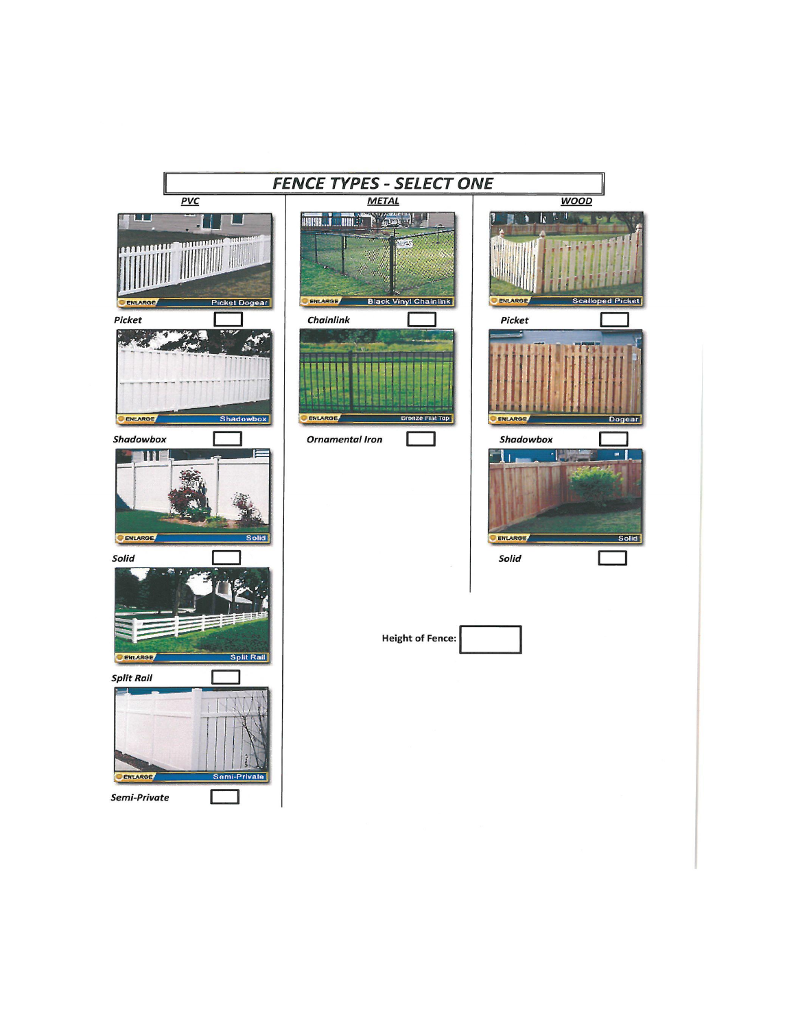# FENCE TYPES - SELECT ONE

## PVC

ENLARGE Picket Dogear

*Picket* ☐

ENLARGE Shadowbox

*Shadowbox* ☐

ENLARGE Solid

*Solid* ☐

ENLARGE Split Rail

*Split Rail* ☐

ENLARGE Semi-Private

*Semi-Private* ☐

## METAL

ENLARGE Black Vinyl Chainlink

*Chainlink* ☐

ENLARGE Bronze Flat Top

*Ornamental Iron* ☐

## WOOD

ENLARGE Scalloped Picket

*Picket* ☐

ENLARGE Dogear

*Shadowbox* ☐

ENLARGE Solid

*Solid* ☐

**Height of Fence:** ☐